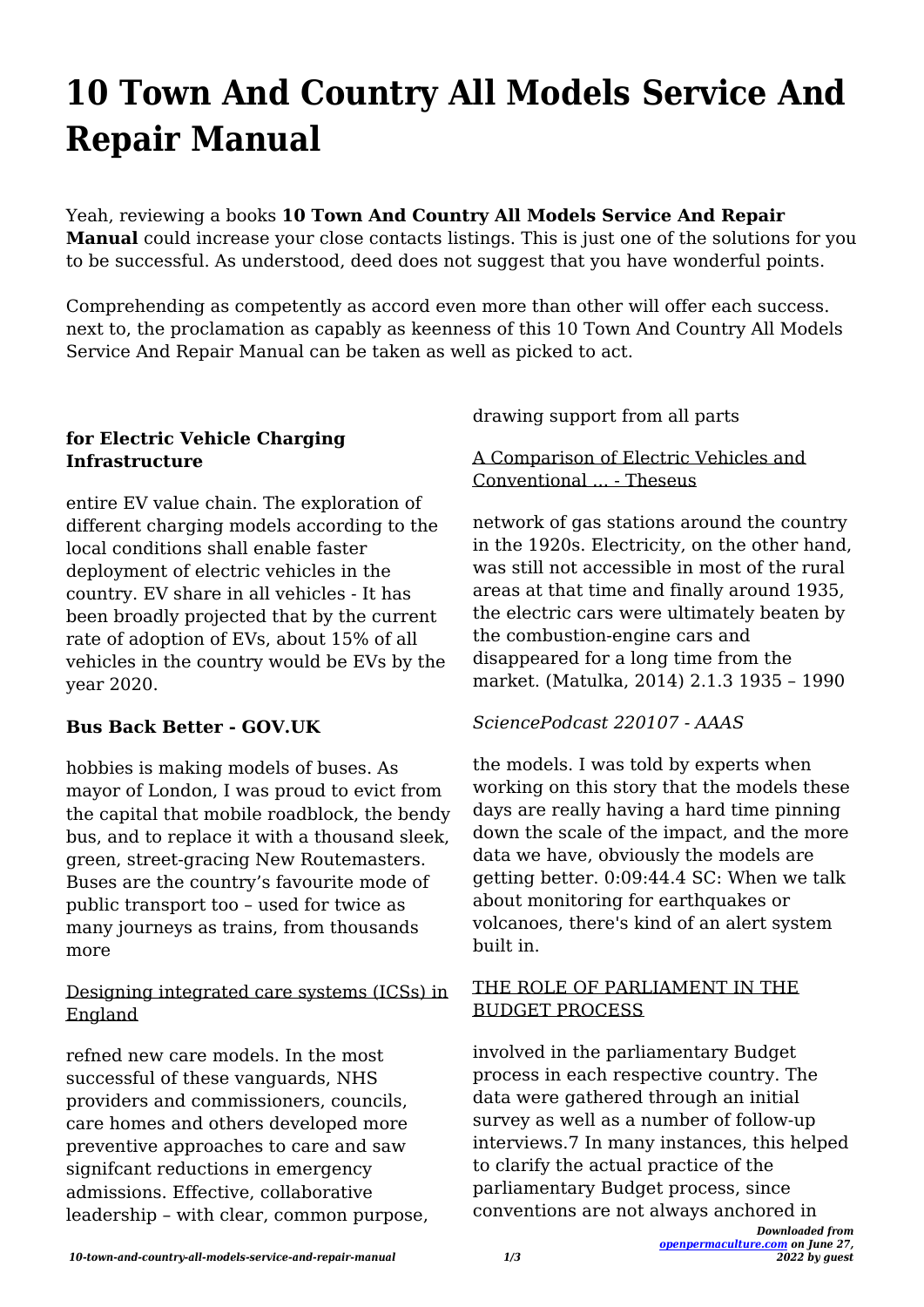# 10 Town And Country All Models Service And Repair Manual

Yeah, reviewing a books **10 Town And Country All Models Service And Repair Manual** could increase your close contacts listings. This is just one of the solutions for you to be successful. As understood, deed does not suggest that you have wonderful points.

Comprehending as competently as accord even more than other will offer each success. next to, the proclamation as capably as keenness of this 10 Town And Country All Models Service And Repair Manual can be taken as well as picked to act.

### for Electric Vehicle Charging Infrastructure

entire EV value chain. The exploration of different charging models according to the local conditions shall enable faster deployment of electric vehicles in the country. EV share in all vehicles - It has been broadly projected that by the current rate of adoption of EVs, about 15% of all vehicles in the country would be EVs by the year 2020.

### Bus Back Better - GOV.UK

hobbies is making models of buses. As mayor of London, I was proud to evict from the capital that mobile roadblock, the bendy bus, and to replace it with a thousand sleek, green, street-gracing New Routemasters. Buses are the country's favourite mode of public transport too – used for twice as many journeys as trains, from thousands more

### Designing integrated care systems (ICSs) in England

refned new care models. In the most successful of these vanguards, NHS providers and commissioners, councils, care homes and others developed more preventive approaches to care and saw signifcant reductions in emergency admissions. Effective, collaborative leadership – with clear, common purpose, drawing support from all parts

### A Comparison of Electric Vehicles and Conventional ... - Theseus

network of gas stations around the country in the 1920s. Electricity, on the other hand, was still not accessible in most of the rural areas at that time and finally around 1935, the electric cars were ultimately beaten by the combustion-engine cars and disappeared for a long time from the market. (Matulka, 2014) 2.1.3 1935 – 1990

### *SciencePodcast 220107 - AAAS*

the models. I was told by experts when working on this story that the models these days are really having a hard time pinning down the scale of the impact, and the more data we have, obviously the models are getting better. 0:09:44.4 SC: When we talk about monitoring for earthquakes or volcanoes, there's kind of an alert system built in.

### THE ROLE OF PARLIAMENT IN THE BUDGET PROCESS

involved in the parliamentary Budget process in each respective country. The data were gathered through an initial survey as well as a number of follow-up interviews.7 In many instances, this helped to clarify the actual practice of the parliamentary Budget process, since conventions are not always anchored in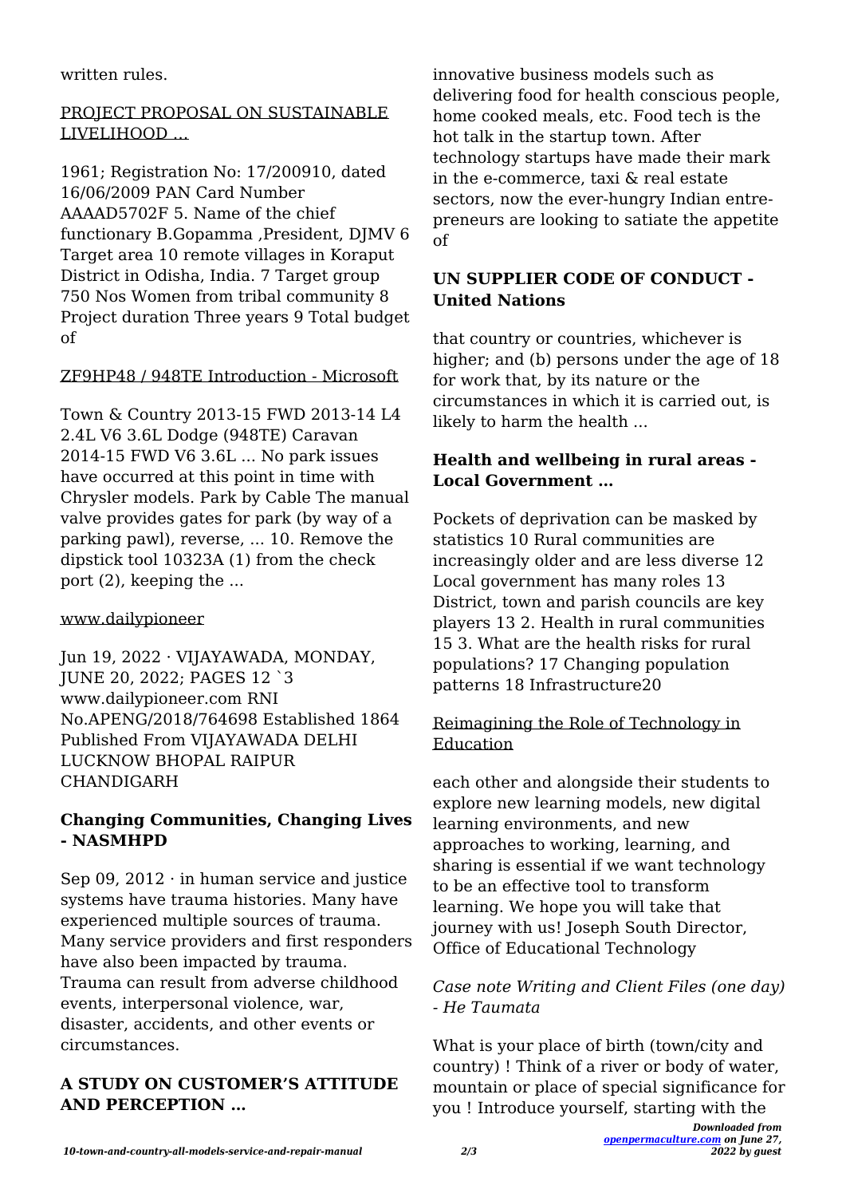written rules.

PROJECT PROPOSAL ON SUSTAINABLE LIVELIHOOD ...

1961; Registration No: 17/200910, dated 16/06/2009 PAN Card Number AAAAD5702F 5. Name of the chief functionary B.Gopamma ,President, DJMV 6 Target area 10 remote villages in Koraput District in Odisha, India. 7 Target group 750 Nos Women from tribal community 8 Project duration Three years 9 Total budget of

ZF9HP48 / 948TE Introduction - Microsoft

Town & Country 2013-15 FWD 2013-14 L4 2.4L V6 3.6L Dodge (948TE) Caravan 2014-15 FWD V6 3.6L ... No park issues have occurred at this point in time with Chrysler models. Park by Cable The manual valve provides gates for park (by way of a parking pawl), reverse, ... 10. Remove the dipstick tool 10323A (1) from the check port (2), keeping the ...

www.dailypioneer

Jun 19, 2022 · VIJAYAWADA, MONDAY, JUNE 20, 2022; PAGES 12 `3 www.dailypioneer.com RNI No.APENG/2018/764698 Established 1864 Published From VIJAYAWADA DELHI LUCKNOW BHOPAL RAIPUR CHANDIGARH

**Changing Communities, Changing Lives - NASMHPD**

Sep 09, 2012 · in human service and justice systems have trauma histories. Many have experienced multiple sources of trauma. Many service providers and first responders have also been impacted by trauma. Trauma can result from adverse childhood events, interpersonal violence, war, disaster, accidents, and other events or circumstances.

**A STUDY ON CUSTOMER'S ATTITUDE AND PERCEPTION ...**

innovative business models such as delivering food for health conscious people, home cooked meals, etc. Food tech is the hot talk in the startup town. After technology startups have made their mark in the e-commerce, taxi & real estate sectors, now the ever-hungry Indian entrepreneurs are looking to satiate the appetite of

**UN SUPPLIER CODE OF CONDUCT - United Nations**

that country or countries, whichever is higher; and (b) persons under the age of 18 for work that, by its nature or the circumstances in which it is carried out, is likely to harm the health ...

**Health and wellbeing in rural areas - Local Government ...**

Pockets of deprivation can be masked by statistics 10 Rural communities are increasingly older and are less diverse 12 Local government has many roles 13 District, town and parish councils are key players 13 2. Health in rural communities 15 3. What are the health risks for rural populations? 17 Changing population patterns 18 Infrastructure20

Reimagining the Role of Technology in Education

each other and alongside their students to explore new learning models, new digital learning environments, and new approaches to working, learning, and sharing is essential if we want technology to be an effective tool to transform learning. We hope you will take that journey with us! Joseph South Director, Office of Educational Technology

*Case note Writing and Client Files (one day) - He Taumata*

What is your place of birth (town/city and country) ! Think of a river or body of water, mountain or place of special significance for you ! Introduce yourself, starting with the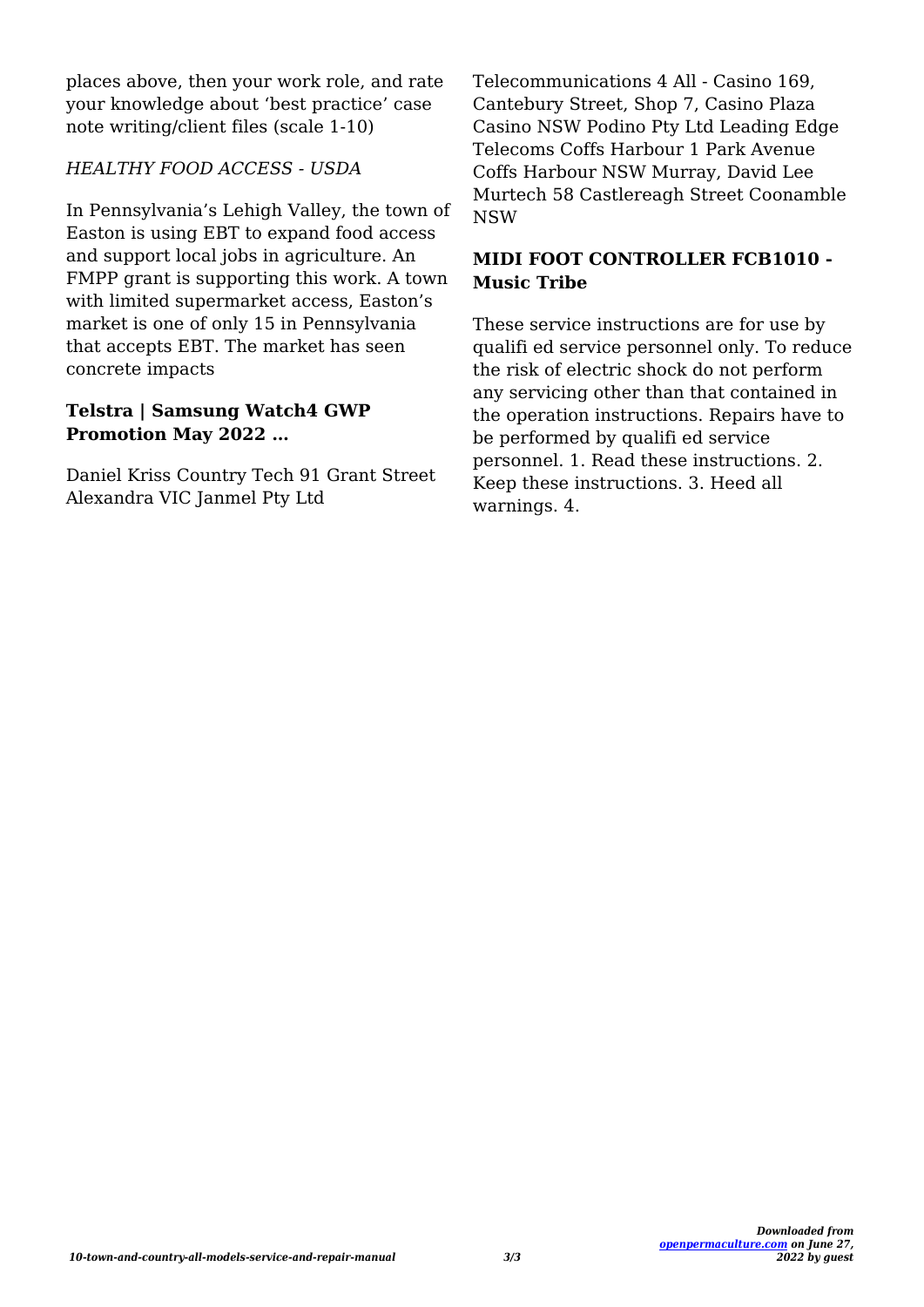places above, then your work role, and rate your knowledge about 'best practice' case note writing/client files (scale 1-10)

*HEALTHY FOOD ACCESS - USDA*

In Pennsylvania's Lehigh Valley, the town of Easton is using EBT to expand food access and support local jobs in agriculture. An FMPP grant is supporting this work. A town with limited supermarket access, Easton's market is one of only 15 in Pennsylvania that accepts EBT. The market has seen concrete impacts

**Telstra | Samsung Watch4 GWP Promotion May 2022 …**

Daniel Kriss Country Tech 91 Grant Street Alexandra VIC Janmel Pty Ltd Telecommunications 4 All - Casino 169, Cantebury Street, Shop 7, Casino Plaza Casino NSW Podino Pty Ltd Leading Edge Telecoms Coffs Harbour 1 Park Avenue Coffs Harbour NSW Murray, David Lee Murtech 58 Castlereagh Street Coonamble NSW

**MIDI FOOT CONTROLLER FCB1010 - Music Tribe**

These service instructions are for use by qualifi ed service personnel only. To reduce the risk of electric shock do not perform any servicing other than that contained in the operation instructions. Repairs have to be performed by qualifi ed service personnel. 1. Read these instructions. 2. Keep these instructions. 3. Heed all warnings. 4.